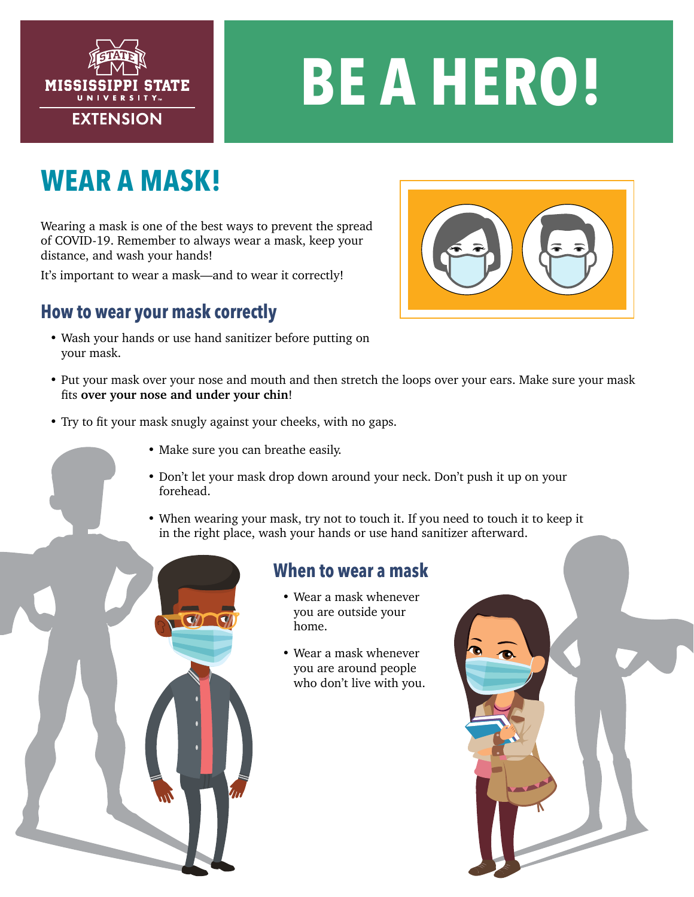MISSISSIPPI STATE UNIVERSITY EXTENSION

# BE A HERO!

## WEAR A MASK!

Wearing a mask is one of the best ways to prevent the spread of COVID-19. Remember to always wear a mask, keep your distance, and wash your hands!

It's important to wear a mask—and to wear it correctly!

### How to wear your mask correctly

- Wash your hands or use hand sanitizer before putting on your mask.
- Put your mask over your nose and mouth and then stretch the loops over your ears. Make sure your mask fits **over your nose and under your chin**!
- Try to fit your mask snugly against your cheeks, with no gaps.
- Make sure you can breathe easily.
- Don't let your mask drop down around your neck. Don't push it up on your forehead.
- When wearing your mask, try not to touch it. If you need to touch it to keep it in the right place, wash your hands or use hand sanitizer afterward.

### When to wear a mask

- Wear a mask whenever you are outside your home.
- Wear a mask whenever you are around people who don't live with you.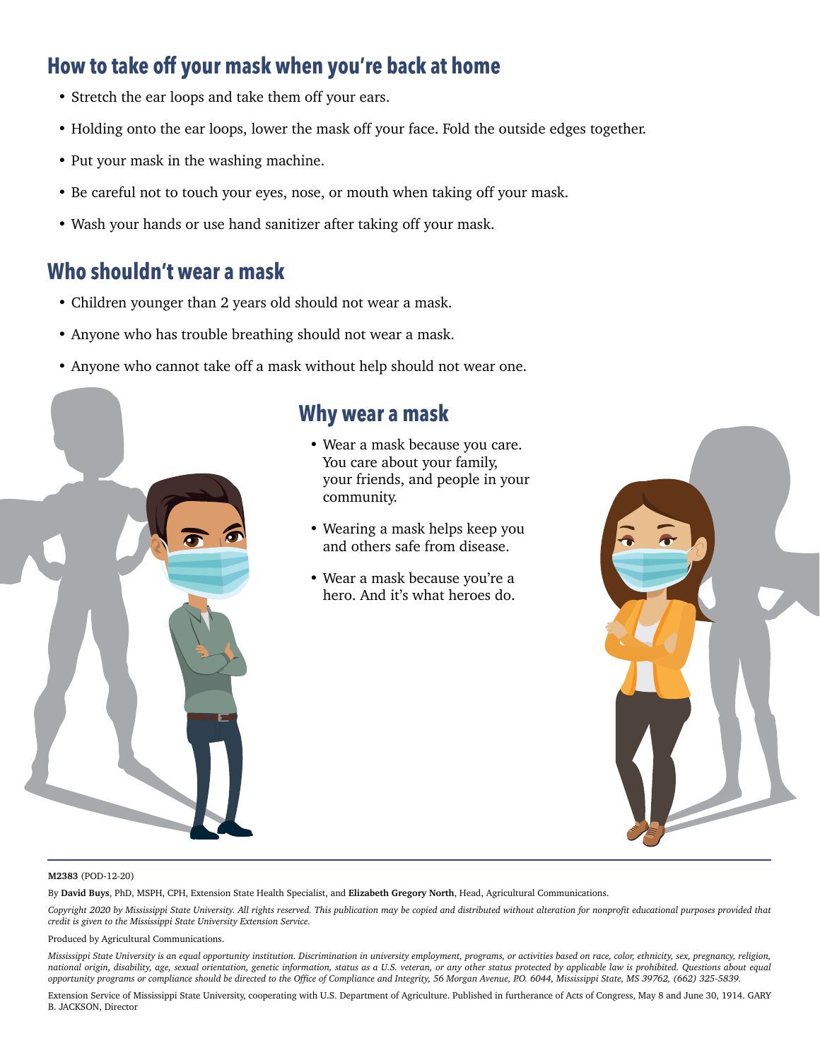## How to take off your mask when you're back at home

- Stretch the ear loops and take them off your ears.
- Holding onto the ear loops, lower the mask off your face. Fold the outside edges together.
- Put your mask in the washing machine.
- Be careful not to touch your eyes, nose, or mouth when taking off your mask.
- Wash your hands or use hand sanitizer after taking off your mask.

## Who shouldn't wear a mask

- Children younger than 2 years old should not wear a mask.
- Anyone who has trouble breathing should not wear a mask.
- Anyone who cannot take off a mask without help should not wear one.

## Why wear a mask

- Wear a mask because you care. You care about your family, your friends, and people in your community.
- Wearing a mask helps keep you and others safe from disease.
- Wear a mask because you're a hero. And it's what heroes do.

---

**M2383** (POD-12-20)

By **David Buys**, PhD, MSPH, CPH, Extension State Health Specialist, and **Elizabeth Gregory North**, Head, Agricultural Communications.

*Copyright 2020 by Mississippi State University. All rights reserved. This publication may be copied and distributed without alteration for nonprofit educational purposes provided that credit is given to the Mississippi State University Extension Service.*

Produced by Agricultural Communications.

*Mississippi State University is an equal opportunity institution. Discrimination in university employment, programs, or activities based on race, color, ethnicity, sex, pregnancy, religion, national origin, disability, age, sexual orientation, genetic information, status as a U.S. veteran, or any other status protected by applicable law is prohibited. Questions about equal opportunity programs or compliance should be directed to the Office of Compliance and Integrity, 56 Morgan Avenue, P.O. 6044, Mississippi State, MS 39762, (662) 325-5839.*

Extension Service of Mississippi State University, cooperating with U.S. Department of Agriculture. Published in furtherance of Acts of Congress, May 8 and June 30, 1914. GARY B. JACKSON, Director